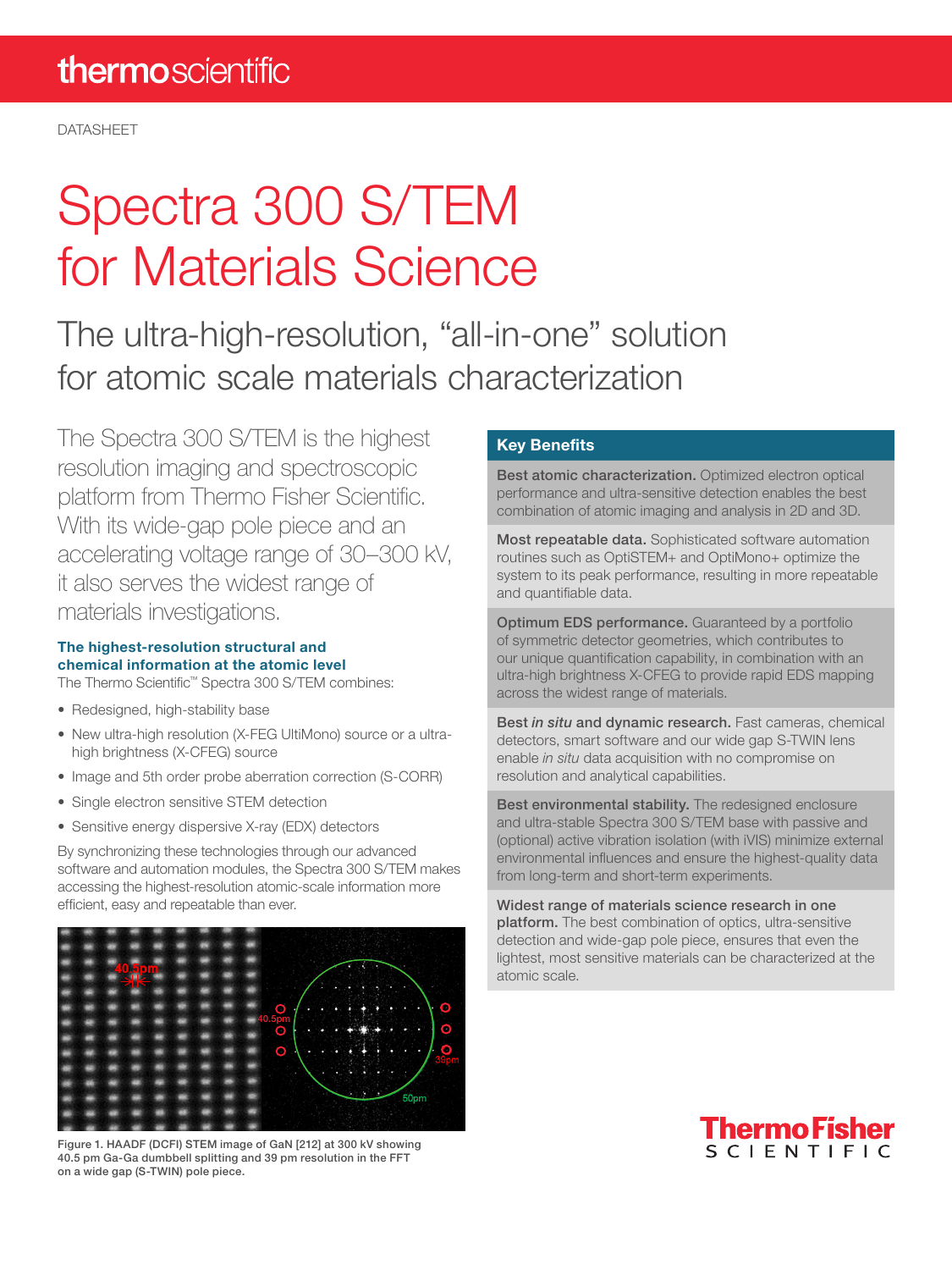DATASHEET

# Spectra 300 S/TEM for Materials Science

## The ultra-high-resolution, "all-in-one" solution for atomic scale materials characterization

The Spectra 300 S/TEM is the highest resolution imaging and spectroscopic platform from Thermo Fisher Scientific. With its wide-gap pole piece and an accelerating voltage range of 30–300 kV, it also serves the widest range of materials investigations.

### The highest-resolution structural and chemical information at the atomic level

The Thermo Scientific™ Spectra 300 S/TEM combines:

- Redesigned, high-stability base
- New ultra-high resolution (X-FEG UltiMono) source or a ultra-high brightness (X-CFEG) source
- Image and 5th order probe aberration correction (S-CORR)
- Single electron sensitive STEM detection
- Sensitive energy dispersive X-ray (EDX) detectors

By synchronizing these technologies through our advanced software and automation modules, the Spectra 300 S/TEM makes accessing the highest-resolution atomic-scale information more efficient, easy and repeatable than ever.

Figure 1. HAADF (DCFI) STEM image of GaN [212] at 300 kV showing 40.5 pm Ga-Ga dumbbell splitting and 39 pm resolution in the FFT on a wide gap (S-TWIN) pole piece.

### Key Benefits

**Best atomic characterization.** Optimized electron optical performance and ultra-sensitive detection enables the best combination of atomic imaging and analysis in 2D and 3D.

**Most repeatable data.** Sophisticated software automation routines such as OptiSTEM+ and OptiMono+ optimize the system to its peak performance, resulting in more repeatable and quantifiable data.

**Optimum EDS performance.** Guaranteed by a portfolio of symmetric detector geometries, which contributes to our unique quantification capability, in combination with an ultra-high brightness X-CFEG to provide rapid EDS mapping across the widest range of materials.

**Best *in situ* and dynamic research.** Fast cameras, chemical detectors, smart software and our wide gap S-TWIN lens enable *in situ* data acquisition with no compromise on resolution and analytical capabilities.

**Best environmental stability.** The redesigned enclosure and ultra-stable Spectra 300 S/TEM base with passive and (optional) active vibration isolation (with iVIS) minimize external environmental influences and ensure the highest-quality data from long-term and short-term experiments.

**Widest range of materials science research in one platform.** The best combination of optics, ultra-sensitive detection and wide-gap pole piece, ensures that even the lightest, most sensitive materials can be characterized at the atomic scale.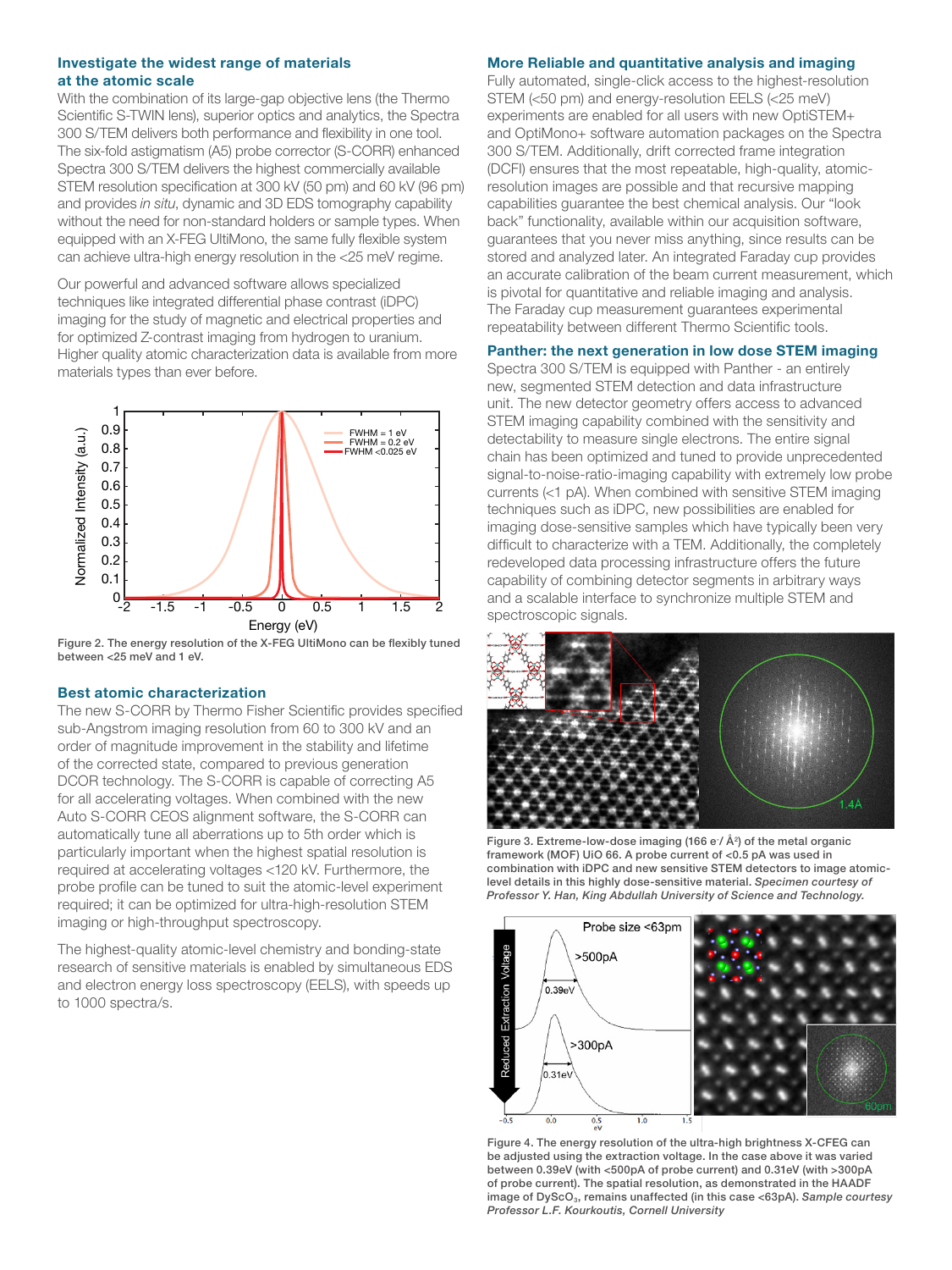## Investigate the widest range of materials at the atomic scale

With the combination of its large-gap objective lens (the Thermo Scientific S-TWIN lens), superior optics and analytics, the Spectra 300 S/TEM delivers both performance and flexibility in one tool. The six-fold astigmatism (A5) probe corrector (S-CORR) enhanced Spectra 300 S/TEM delivers the highest commercially available STEM resolution specification at 300 kV (50 pm) and 60 kV (96 pm) and provides *in situ*, dynamic and 3D EDS tomography capability without the need for non-standard holders or sample types. When equipped with an X-FEG UltiMono, the same fully flexible system can achieve ultra-high energy resolution in the <25 meV regime.

Our powerful and advanced software allows specialized techniques like integrated differential phase contrast (iDPC) imaging for the study of magnetic and electrical properties and for optimized Z-contrast imaging from hydrogen to uranium. Higher quality atomic characterization data is available from more materials types than ever before.

Figure 2. The energy resolution of the X-FEG UltiMono can be flexibly tuned between <25 meV and 1 eV.

## Best atomic characterization

The new S-CORR by Thermo Fisher Scientific provides specified sub-Angstrom imaging resolution from 60 to 300 kV and an order of magnitude improvement in the stability and lifetime of the corrected state, compared to previous generation DCOR technology. The S-CORR is capable of correcting A5 for all accelerating voltages. When combined with the new Auto S-CORR CEOS alignment software, the S-CORR can automatically tune all aberrations up to 5th order which is particularly important when the highest spatial resolution is required at accelerating voltages <120 kV. Furthermore, the probe profile can be tuned to suit the atomic-level experiment required; it can be optimized for ultra-high-resolution STEM imaging or high-throughput spectroscopy.

The highest-quality atomic-level chemistry and bonding-state research of sensitive materials is enabled by simultaneous EDS and electron energy loss spectroscopy (EELS), with speeds up to 1000 spectra/s.

## More Reliable and quantitative analysis and imaging

Fully automated, single-click access to the highest-resolution STEM (<50 pm) and energy-resolution EELS (<25 meV) experiments are enabled for all users with new OptiSTEM+ and OptiMono+ software automation packages on the Spectra 300 S/TEM. Additionally, drift corrected frame integration (DCFI) ensures that the most repeatable, high-quality, atomic-resolution images are possible and that recursive mapping capabilities guarantee the best chemical analysis. Our "look back" functionality, available within our acquisition software, guarantees that you never miss anything, since results can be stored and analyzed later. An integrated Faraday cup provides an accurate calibration of the beam current measurement, which is pivotal for quantitative and reliable imaging and analysis. The Faraday cup measurement guarantees experimental repeatability between different Thermo Scientific tools.

## Panther: the next generation in low dose STEM imaging

Spectra 300 S/TEM is equipped with Panther - an entirely new, segmented STEM detection and data infrastructure unit. The new detector geometry offers access to advanced STEM imaging capability combined with the sensitivity and detectability to measure single electrons. The entire signal chain has been optimized and tuned to provide unprecedented signal-to-noise-ratio-imaging capability with extremely low probe currents (<1 pA). When combined with sensitive STEM imaging techniques such as iDPC, new possibilities are enabled for imaging dose-sensitive samples which have typically been very difficult to characterize with a TEM. Additionally, the completely redeveloped data processing infrastructure offers the future capability of combining detector segments in arbitrary ways and a scalable interface to synchronize multiple STEM and spectroscopic signals.

Figure 3. Extreme-low-dose imaging (166 $e^-/Å^2$) of the metal organic framework (MOF) UiO 66. A probe current of <0.5 pA was used in combination with iDPC and new sensitive STEM detectors to image atomic-level details in this highly dose-sensitive material. *Specimen courtesy of Professor Y. Han, King Abdullah University of Science and Technology.*

Figure 4. The energy resolution of the ultra-high brightness X-CFEG can be adjusted using the extraction voltage. In the case above it was varied between 0.39eV (with <500pA of probe current) and 0.31eV (with >300pA of probe current). The spatial resolution, as demonstrated in the HAADF image of $DyScO_3$, remains unaffected (in this case <63pA). *Sample courtesy Professor L.F. Kourkoutis, Cornell University*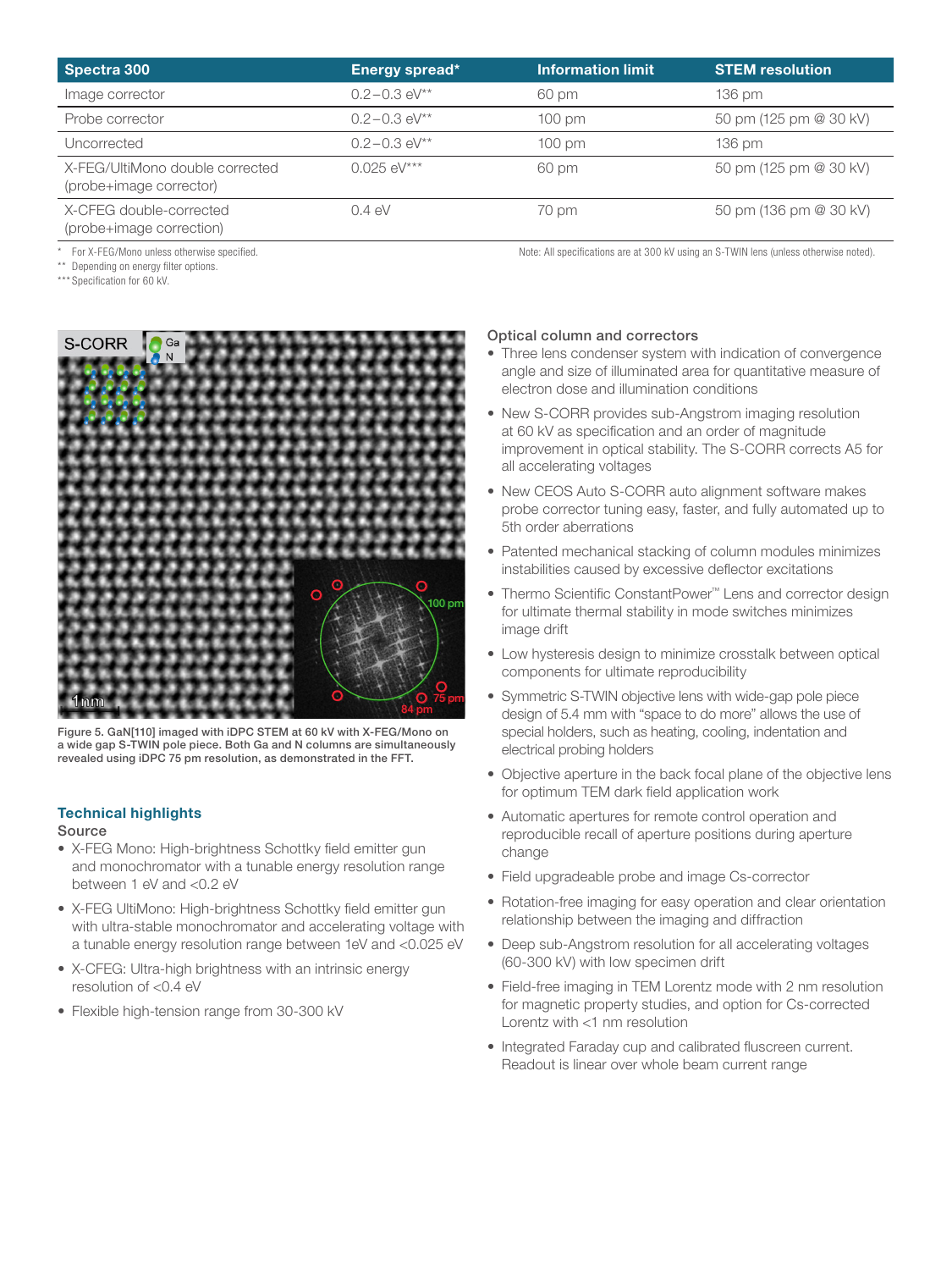| Spectra 300 | Energy spread* | Information limit | STEM resolution |
|---|---|---|---|
| Image corrector | 0.2–0.3 eV** | 60 pm | 136 pm |
| Probe corrector | 0.2–0.3 eV** | 100 pm | 50 pm (125 pm @ 30 kV) |
| Uncorrected | 0.2–0.3 eV** | 100 pm | 136 pm |
| X-FEG/UltiMono double corrected (probe+image corrector) | 0.025 eV*** | 60 pm | 50 pm (125 pm @ 30 kV) |
| X-CFEG double-corrected (probe+image correction) | 0.4 eV | 70 pm | 50 pm (136 pm @ 30 kV) |

\* For X-FEG/Mono unless otherwise specified.
** Depending on energy filter options.
*** Specification for 60 kV.

Note: All specifications are at 300 kV using an S-TWIN lens (unless otherwise noted).

Figure 5. GaN[110] imaged with iDPC STEM at 60 kV with X-FEG/Mono on a wide gap S-TWIN pole piece. Both Ga and N columns are simultaneously revealed using iDPC 75 pm resolution, as demonstrated in the FFT.

## Technical highlights

### Source

- X-FEG Mono: High-brightness Schottky field emitter gun and monochromator with a tunable energy resolution range between 1 eV and <0.2 eV
- X-FEG UltiMono: High-brightness Schottky field emitter gun with ultra-stable monochromator and accelerating voltage with a tunable energy resolution range between 1eV and <0.025 eV
- X-CFEG: Ultra-high brightness with an intrinsic energy resolution of <0.4 eV
- Flexible high-tension range from 30-300 kV

### Optical column and correctors

- Three lens condenser system with indication of convergence angle and size of illuminated area for quantitative measure of electron dose and illumination conditions
- New S-CORR provides sub-Angstrom imaging resolution at 60 kV as specification and an order of magnitude improvement in optical stability. The S-CORR corrects A5 for all accelerating voltages
- New CEOS Auto S-CORR auto alignment software makes probe corrector tuning easy, faster, and fully automated up to 5th order aberrations
- Patented mechanical stacking of column modules minimizes instabilities caused by excessive deflector excitations
- Thermo Scientific ConstantPower™ Lens and corrector design for ultimate thermal stability in mode switches minimizes image drift
- Low hysteresis design to minimize crosstalk between optical components for ultimate reproducibility
- Symmetric S-TWIN objective lens with wide-gap pole piece design of 5.4 mm with "space to do more" allows the use of special holders, such as heating, cooling, indentation and electrical probing holders
- Objective aperture in the back focal plane of the objective lens for optimum TEM dark field application work
- Automatic apertures for remote control operation and reproducible recall of aperture positions during aperture change
- Field upgradeable probe and image Cs-corrector
- Rotation-free imaging for easy operation and clear orientation relationship between the imaging and diffraction
- Deep sub-Angstrom resolution for all accelerating voltages (60-300 kV) with low specimen drift
- Field-free imaging in TEM Lorentz mode with 2 nm resolution for magnetic property studies, and option for Cs-corrected Lorentz with <1 nm resolution
- Integrated Faraday cup and calibrated fluscreen current. Readout is linear over whole beam current range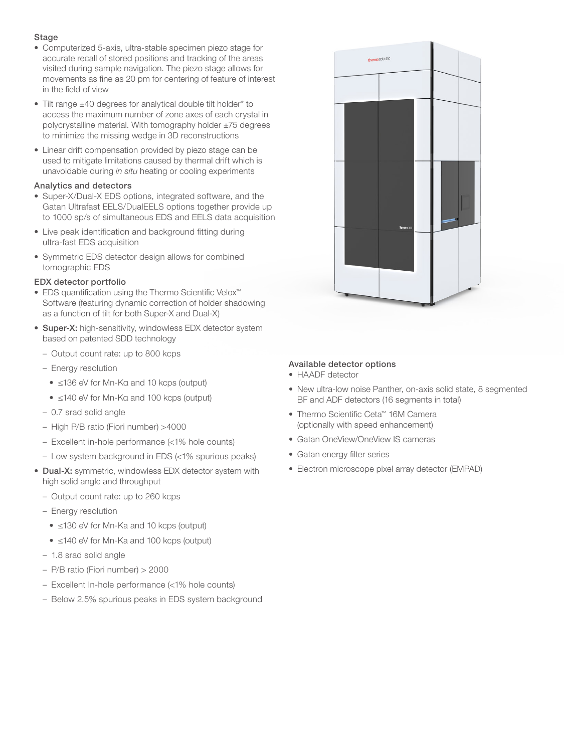### Stage

- Computerized 5-axis, ultra-stable specimen piezo stage for accurate recall of stored positions and tracking of the areas visited during sample navigation. The piezo stage allows for movements as fine as 20 pm for centering of feature of interest in the field of view
- Tilt range ±40 degrees for analytical double tilt holder* to access the maximum number of zone axes of each crystal in polycrystalline material. With tomography holder ±75 degrees to minimize the missing wedge in 3D reconstructions
- Linear drift compensation provided by piezo stage can be used to mitigate limitations caused by thermal drift which is unavoidable during *in situ* heating or cooling experiments

### Analytics and detectors

- Super-X/Dual-X EDS options, integrated software, and the Gatan Ultrafast EELS/DualEELS options together provide up to 1000 sp/s of simultaneous EDS and EELS data acquisition
- Live peak identification and background fitting during ultra-fast EDS acquisition
- Symmetric EDS detector design allows for combined tomographic EDS

### EDX detector portfolio

- EDS quantification using the Thermo Scientific Velox™ Software (featuring dynamic correction of holder shadowing as a function of tilt for both Super-X and Dual-X)
- **Super-X:** high-sensitivity, windowless EDX detector system based on patented SDD technology
  - Output count rate: up to 800 kcps
  - Energy resolution
    - ≤136 eV for Mn-Kα and 10 kcps (output)
    - ≤140 eV for Mn-Kα and 100 kcps (output)
  - 0.7 srad solid angle
  - High P/B ratio (Fiori number) >4000
  - Excellent in-hole performance (<1% hole counts)
  - Low system background in EDS (<1% spurious peaks)
- **Dual-X:** symmetric, windowless EDX detector system with high solid angle and throughput
  - Output count rate: up to 260 kcps
  - Energy resolution
    - ≤130 eV for Mn-Ka and 10 kcps (output)
    - ≤140 eV for Mn-Ka and 100 kcps (output)
  - 1.8 srad solid angle
  - P/B ratio (Fiori number) > 2000
  - Excellent In-hole performance (<1% hole counts)
  - Below 2.5% spurious peaks in EDS system background

### Available detector options

- HAADF detector
- New ultra-low noise Panther, on-axis solid state, 8 segmented BF and ADF detectors (16 segments in total)
- Thermo Scientific Ceta™ 16M Camera (optionally with speed enhancement)
- Gatan OneView/OneView IS cameras
- Gatan energy filter series
- Electron microscope pixel array detector (EMPAD)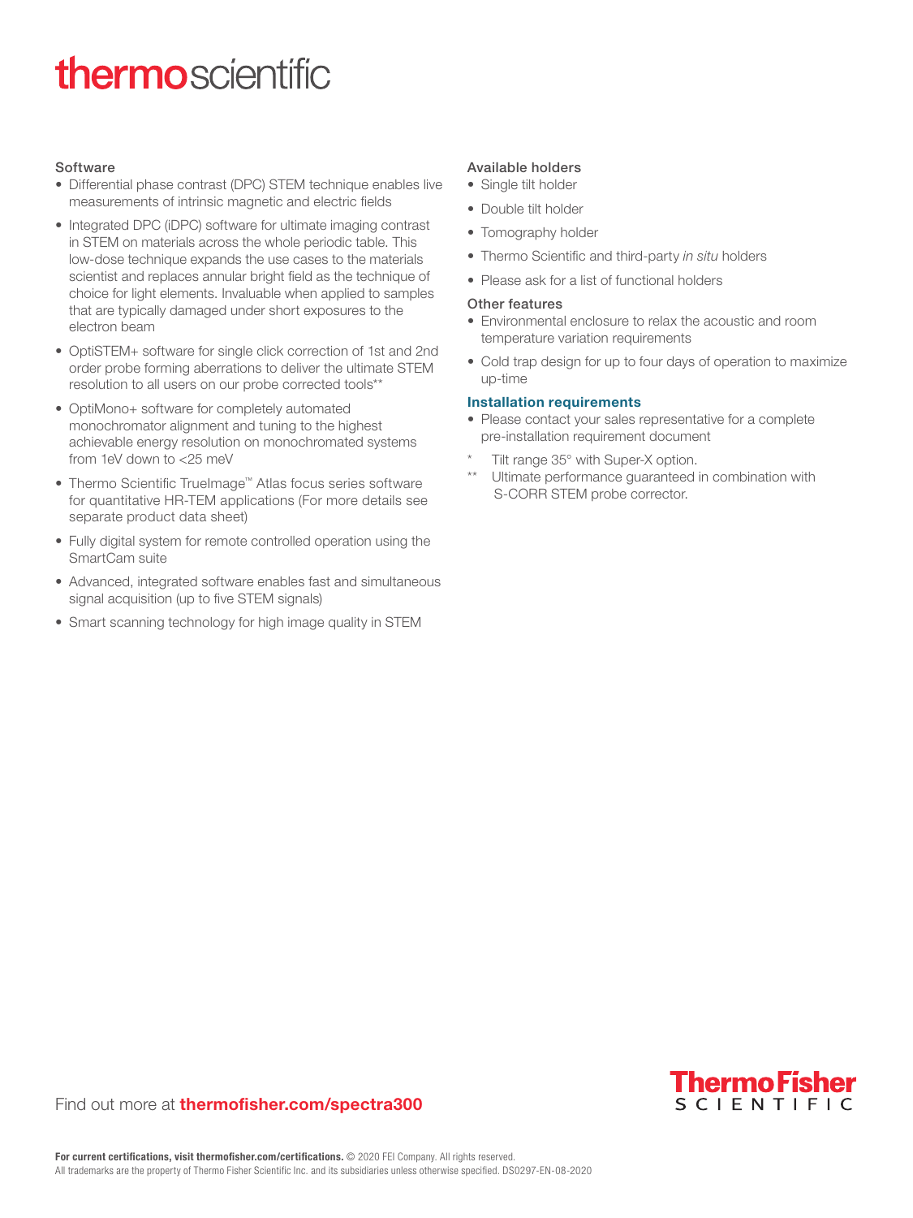### Software

- Differential phase contrast (DPC) STEM technique enables live measurements of intrinsic magnetic and electric fields
- Integrated DPC (iDPC) software for ultimate imaging contrast in STEM on materials across the whole periodic table. This low-dose technique expands the use cases to the materials scientist and replaces annular bright field as the technique of choice for light elements. Invaluable when applied to samples that are typically damaged under short exposures to the electron beam
- OptiSTEM+ software for single click correction of 1st and 2nd order probe forming aberrations to deliver the ultimate STEM resolution to all users on our probe corrected tools**
- OptiMono+ software for completely automated monochromator alignment and tuning to the highest achievable energy resolution on monochromated systems from 1eV down to <25 meV
- Thermo Scientific TrueImage™ Atlas focus series software for quantitative HR-TEM applications (For more details see separate product data sheet)
- Fully digital system for remote controlled operation using the SmartCam suite
- Advanced, integrated software enables fast and simultaneous signal acquisition (up to five STEM signals)
- Smart scanning technology for high image quality in STEM

### Available holders

- Single tilt holder
- Double tilt holder
- Tomography holder
- Thermo Scientific and third-party *in situ* holders
- Please ask for a list of functional holders

### Other features

- Environmental enclosure to relax the acoustic and room temperature variation requirements
- Cold trap design for up to four days of operation to maximize up-time

### Installation requirements

- Please contact your sales representative for a complete pre-installation requirement document

\* Tilt range 35° with Super-X option.

** Ultimate performance guaranteed in combination with S-CORR STEM probe corrector.

Find out more at **thermofisher.com/spectra300**

**For current certifications, visit thermofisher.com/certifications.** © 2020 FEI Company. All rights reserved. All trademarks are the property of Thermo Fisher Scientific Inc. and its subsidiaries unless otherwise specified. DS0297-EN-08-2020